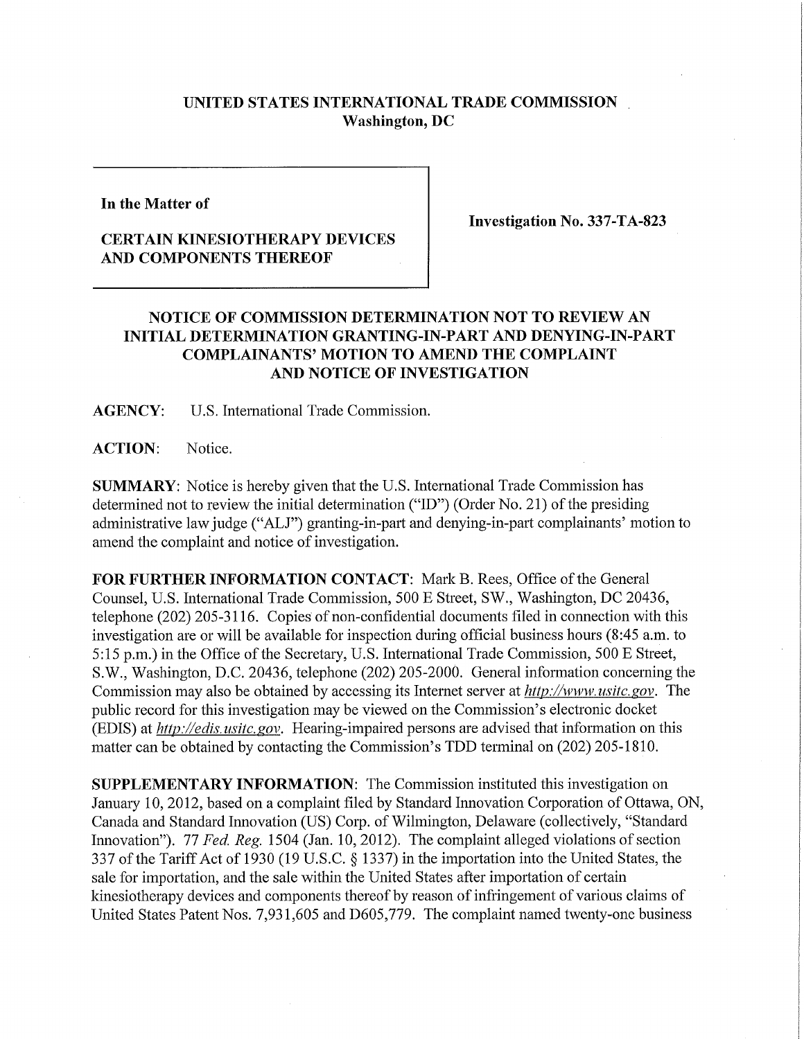**UNITED STATES INTERNATIONAL TRADE COMMISSION**
**Washington, DC**

**In the Matter of**

**CERTAIN KINESIOTHERAPY DEVICES AND COMPONENTS THEREOF**

**Investigation No. 337-TA-823**

## NOTICE OF COMMISSION DETERMINATION NOT TO REVIEW AN INITIAL DETERMINATION GRANTING-IN-PART AND DENYING-IN-PART COMPLAINANTS' MOTION TO AMEND THE COMPLAINT AND NOTICE OF INVESTIGATION

**AGENCY:** U.S. International Trade Commission.

**ACTION:** Notice.

**SUMMARY:** Notice is hereby given that the U.S. International Trade Commission has determined not to review the initial determination ("ID") (Order No. 21) of the presiding administrative law judge ("ALJ") granting-in-part and denying-in-part complainants' motion to amend the complaint and notice of investigation.

**FOR FURTHER INFORMATION CONTACT:** Mark B. Rees, Office of the General Counsel, U.S. International Trade Commission, 500 E Street, SW., Washington, DC 20436, telephone (202) 205-3116. Copies of non-confidential documents filed in connection with this investigation are or will be available for inspection during official business hours (8:45 a.m. to 5:15 p.m.) in the Office of the Secretary, U.S. International Trade Commission, 500 E Street, S.W., Washington, D.C. 20436, telephone (202) 205-2000. General information concerning the Commission may also be obtained by accessing its Internet server at *http://www.usitc.gov*. The public record for this investigation may be viewed on the Commission's electronic docket (EDIS) at *http://edis.usitc.gov*. Hearing-impaired persons are advised that information on this matter can be obtained by contacting the Commission's TDD terminal on (202) 205-1810.

**SUPPLEMENTARY INFORMATION:** The Commission instituted this investigation on January 10, 2012, based on a complaint filed by Standard Innovation Corporation of Ottawa, ON, Canada and Standard Innovation (US) Corp. of Wilmington, Delaware (collectively, "Standard Innovation"). 77 *Fed. Reg.* 1504 (Jan. 10, 2012). The complaint alleged violations of section 337 of the Tariff Act of 1930 (19 U.S.C. § 1337) in the importation into the United States, the sale for importation, and the sale within the United States after importation of certain kinesiotherapy devices and components thereof by reason of infringement of various claims of United States Patent Nos. 7,931,605 and D605,779. The complaint named twenty-one business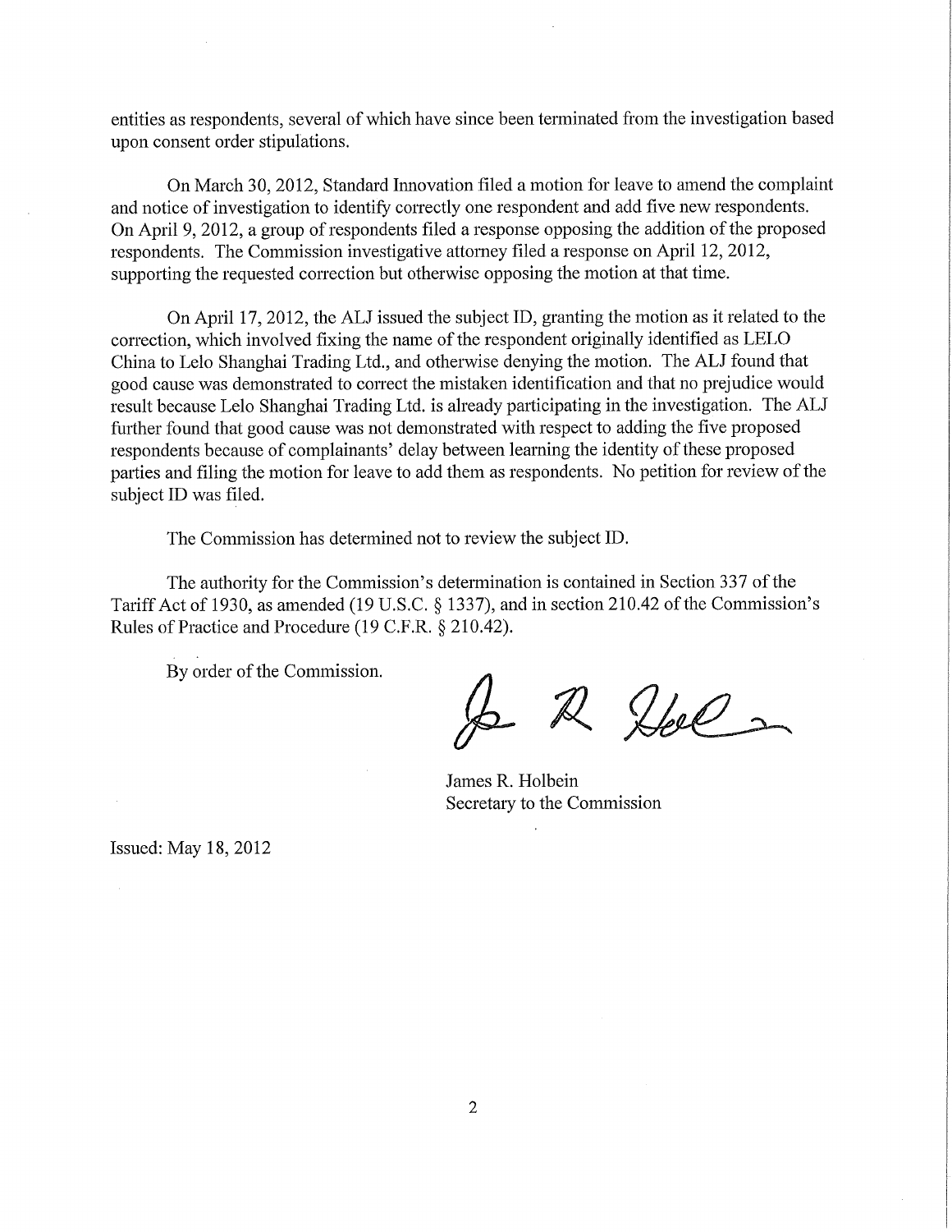entities as respondents, several of which have since been terminated from the investigation based upon consent order stipulations.

On March 30, 2012, Standard Innovation filed a motion for leave to amend the complaint and notice of investigation to identify correctly one respondent and add five new respondents. On April 9, 2012, a group of respondents filed a response opposing the addition of the proposed respondents. The Commission investigative attorney filed a response on April 12, 2012, supporting the requested correction but otherwise opposing the motion at that time.

On April 17, 2012, the ALJ issued the subject ID, granting the motion as it related to the correction, which involved fixing the name of the respondent originally identified as LELO China to Lelo Shanghai Trading Ltd., and otherwise denying the motion. The ALJ found that good cause was demonstrated to correct the mistaken identification and that no prejudice would result because Lelo Shanghai Trading Ltd. is already participating in the investigation. The ALJ further found that good cause was not demonstrated with respect to adding the five proposed respondents because of complainants' delay between learning the identity of these proposed parties and filing the motion for leave to add them as respondents. No petition for review of the subject ID was filed.

The Commission has determined not to review the subject ID.

The authority for the Commission's determination is contained in Section 337 of the Tariff Act of 1930, as amended (19 U.S.C. § 1337), and in section 210.42 of the Commission's Rules of Practice and Procedure (19 C.F.R. § 210.42).

By order of the Commission.

James R. Holbein
Secretary to the Commission

Issued: May 18, 2012